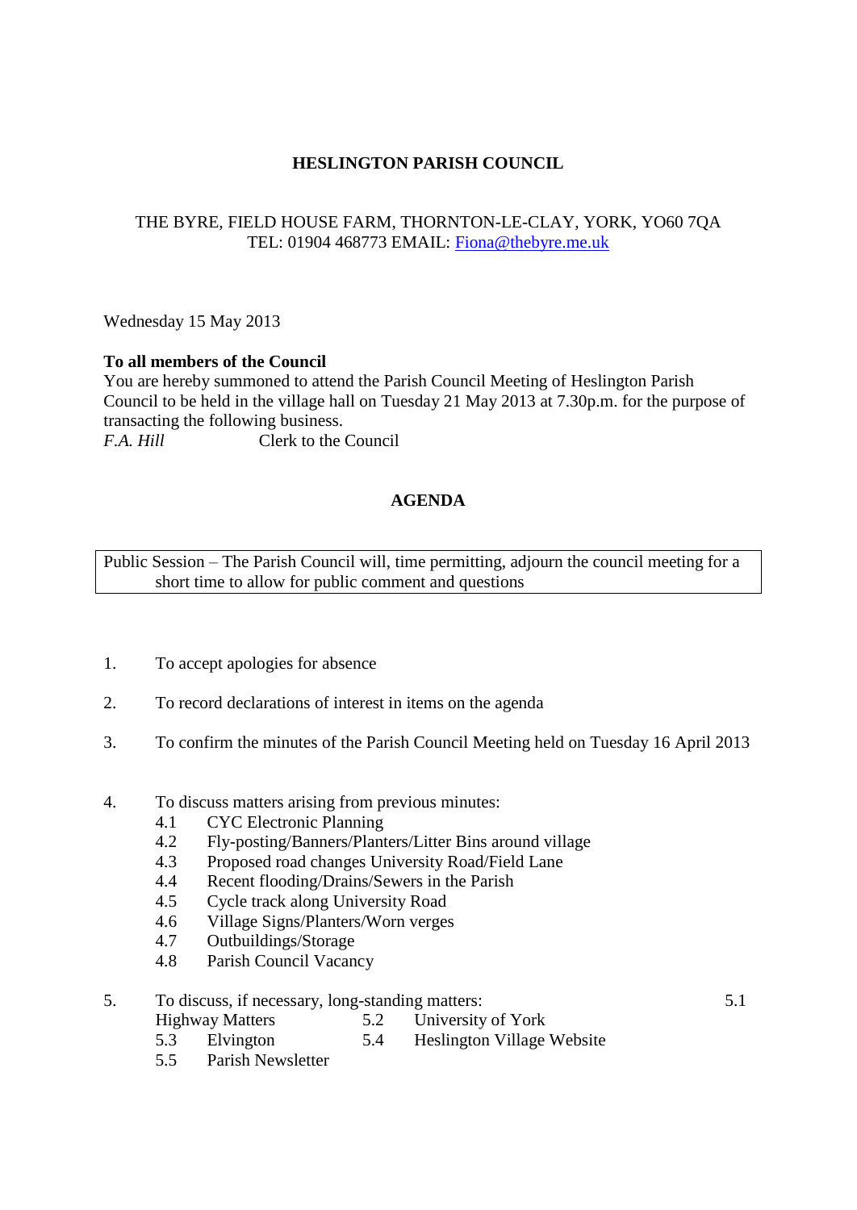# HESLINGTON PARISH COUNCIL

THE BYRE, FIELD HOUSE FARM, THORNTON-LE-CLAY, YORK, YO60 7QA
TEL: 01904 468773 EMAIL: Fiona@thebyre.me.uk

Wednesday 15 May 2013

**To all members of the Council**
You are hereby summoned to attend the Parish Council Meeting of Heslington Parish Council to be held in the village hall on Tuesday 21 May 2013 at 7.30p.m. for the purpose of transacting the following business.
*F.A. Hill* Clerk to the Council

## AGENDA

Public Session – The Parish Council will, time permitting, adjourn the council meeting for a short time to allow for public comment and questions

1. To accept apologies for absence

2. To record declarations of interest in items on the agenda

3. To confirm the minutes of the Parish Council Meeting held on Tuesday 16 April 2013

4. To discuss matters arising from previous minutes:
   - 4.1 CYC Electronic Planning
   - 4.2 Fly-posting/Banners/Planters/Litter Bins around village
   - 4.3 Proposed road changes University Road/Field Lane
   - 4.4 Recent flooding/Drains/Sewers in the Parish
   - 4.5 Cycle track along University Road
   - 4.6 Village Signs/Planters/Worn verges
   - 4.7 Outbuildings/Storage
   - 4.8 Parish Council Vacancy

5. To discuss, if necessary, long-standing matters:
   - 5.1 Highway Matters
   - 5.2 University of York
   - 5.3 Elvington
   - 5.4 Heslington Village Website
   - 5.5 Parish Newsletter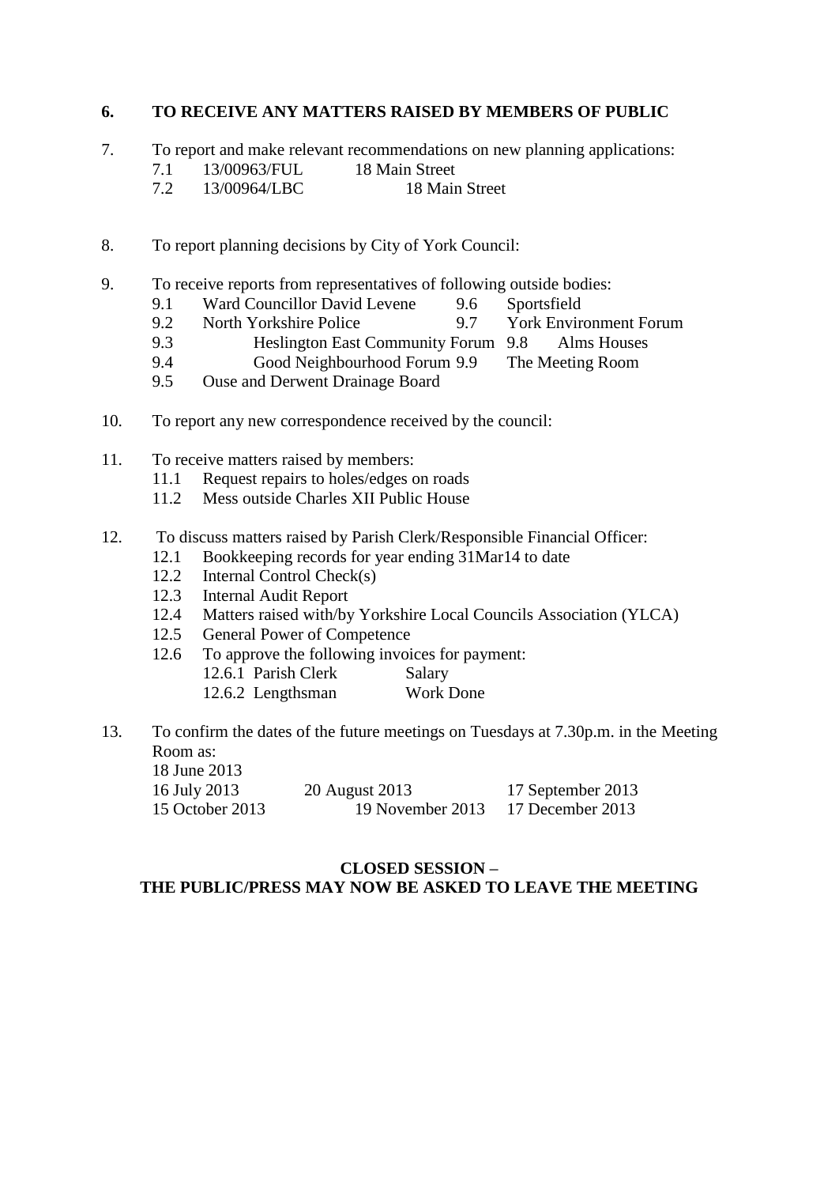**6. TO RECEIVE ANY MATTERS RAISED BY MEMBERS OF PUBLIC**

7. To report and make relevant recommendations on new planning applications:
   - 7.1 13/00963/FUL 18 Main Street
   - 7.2 13/00964/LBC 18 Main Street

8. To report planning decisions by City of York Council:

9. To receive reports from representatives of following outside bodies:
   - 9.1 Ward Councillor David Levene
   - 9.2 North Yorkshire Police
   - 9.3 Heslington East Community Forum
   - 9.4 Good Neighbourhood Forum
   - 9.5 Ouse and Derwent Drainage Board
   - 9.6 Sportsfield
   - 9.7 York Environment Forum
   - 9.8 Alms Houses
   - 9.9 The Meeting Room

10. To report any new correspondence received by the council:

11. To receive matters raised by members:
    - 11.1 Request repairs to holes/edges on roads
    - 11.2 Mess outside Charles XII Public House

12. To discuss matters raised by Parish Clerk/Responsible Financial Officer:
    - 12.1 Bookkeeping records for year ending 31Mar14 to date
    - 12.2 Internal Control Check(s)
    - 12.3 Internal Audit Report
    - 12.4 Matters raised with/by Yorkshire Local Councils Association (YLCA)
    - 12.5 General Power of Competence
    - 12.6 To approve the following invoices for payment:
      - 12.6.1 Parish Clerk Salary
      - 12.6.2 Lengthsman Work Done

13. To confirm the dates of the future meetings on Tuesdays at 7.30p.m. in the Meeting Room as:
    18 June 2013
    16 July 2013 20 August 2013 17 September 2013
    15 October 2013 19 November 2013 17 December 2013

**CLOSED SESSION –**
**THE PUBLIC/PRESS MAY NOW BE ASKED TO LEAVE THE MEETING**